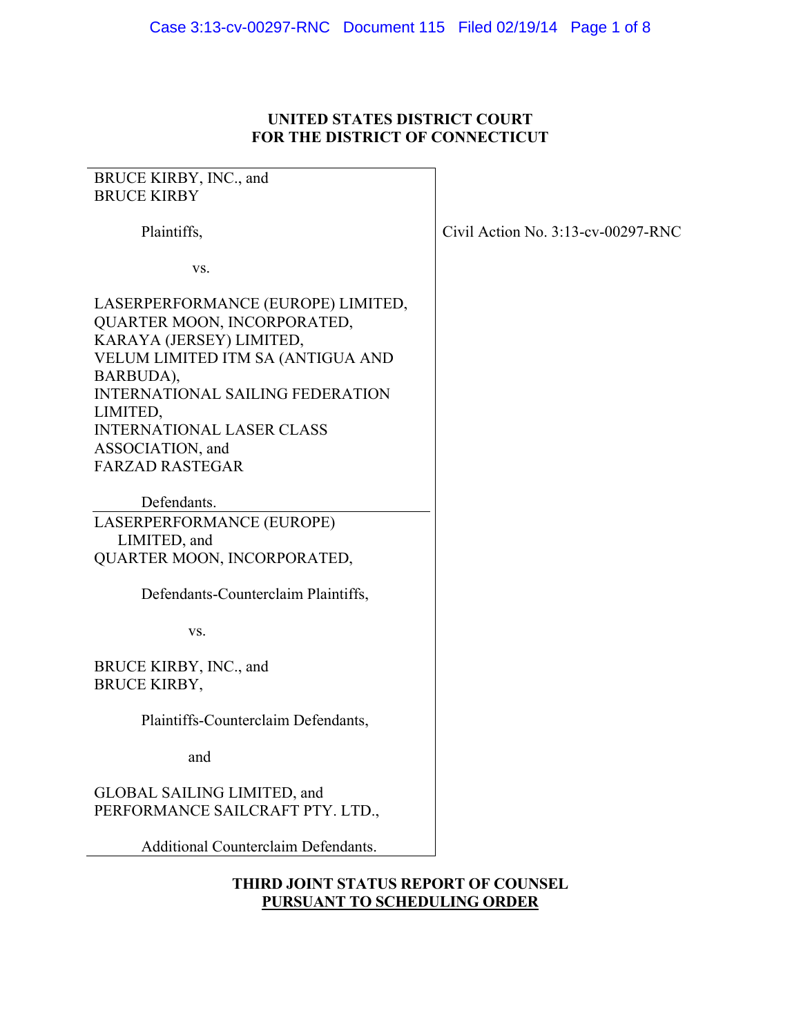# UNITED STATES DISTRICT COURT
# FOR THE DISTRICT OF CONNECTICUT

| | |
|---|---|
| BRUCE KIRBY, INC., and<br>BRUCE KIRBY<br><br>Plaintiffs,<br><br>vs.<br><br>LASERPERFORMANCE (EUROPE) LIMITED,<br>QUARTER MOON, INCORPORATED,<br>KARAYA (JERSEY) LIMITED,<br>VELUM LIMITED ITM SA (ANTIGUA AND BARBUDA),<br>INTERNATIONAL SAILING FEDERATION LIMITED,<br>INTERNATIONAL LASER CLASS ASSOCIATION, and<br>FARZAD RASTEGAR<br><br>Defendants. | Civil Action No. 3:13-cv-00297-RNC |
| LASERPERFORMANCE (EUROPE) LIMITED, and<br>QUARTER MOON, INCORPORATED,<br><br>Defendants-Counterclaim Plaintiffs,<br><br>vs.<br><br>BRUCE KIRBY, INC., and<br>BRUCE KIRBY,<br><br>Plaintiffs-Counterclaim Defendants,<br><br>and<br><br>GLOBAL SAILING LIMITED, and<br>PERFORMANCE SAILCRAFT PTY. LTD.,<br><br>Additional Counterclaim Defendants. | |

## THIRD JOINT STATUS REPORT OF COUNSEL
## PURSUANT TO SCHEDULING ORDER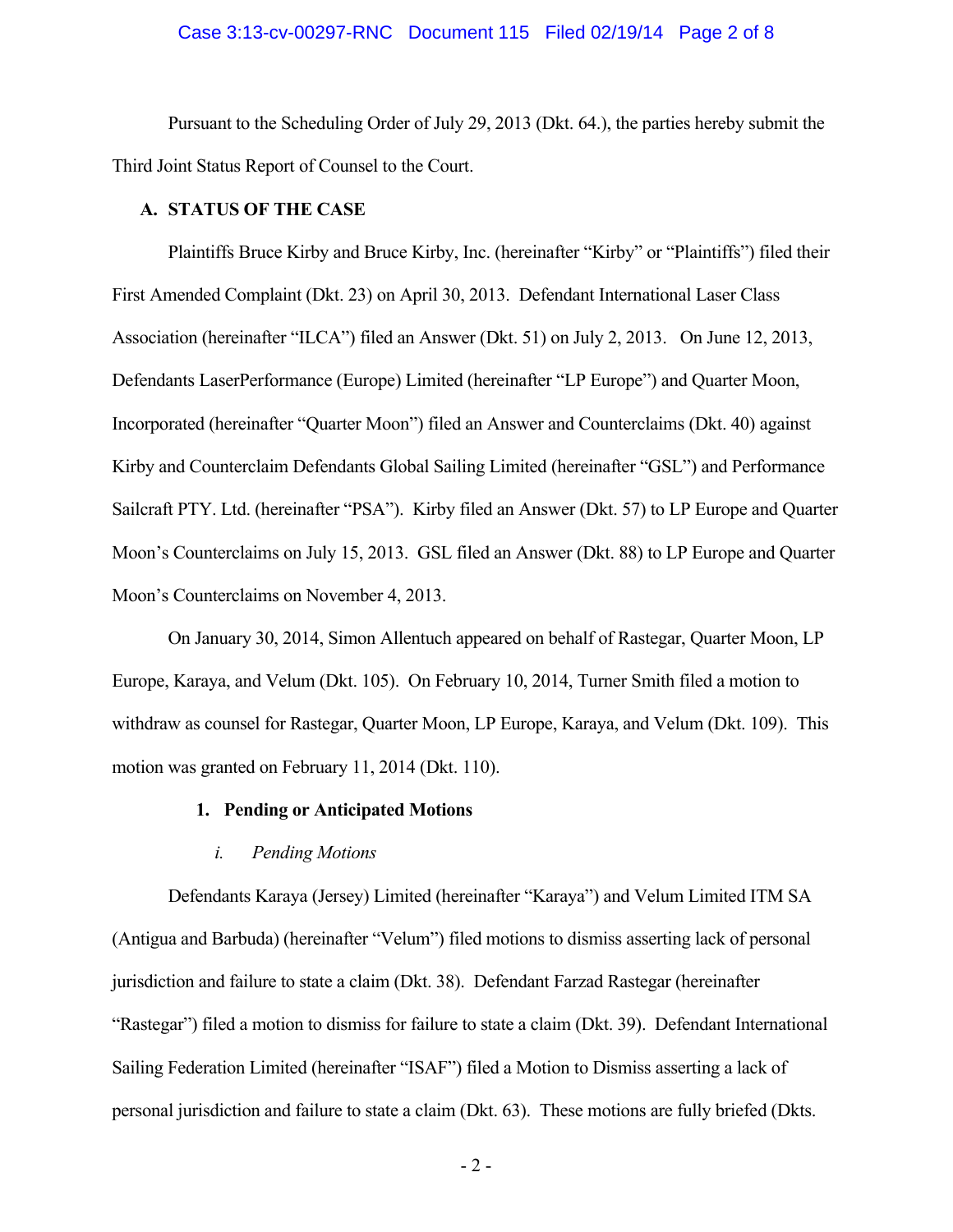Pursuant to the Scheduling Order of July 29, 2013 (Dkt. 64.), the parties hereby submit the Third Joint Status Report of Counsel to the Court.

## A. STATUS OF THE CASE

Plaintiffs Bruce Kirby and Bruce Kirby, Inc. (hereinafter "Kirby" or "Plaintiffs") filed their First Amended Complaint (Dkt. 23) on April 30, 2013. Defendant International Laser Class Association (hereinafter "ILCA") filed an Answer (Dkt. 51) on July 2, 2013. On June 12, 2013, Defendants LaserPerformance (Europe) Limited (hereinafter "LP Europe") and Quarter Moon, Incorporated (hereinafter "Quarter Moon") filed an Answer and Counterclaims (Dkt. 40) against Kirby and Counterclaim Defendants Global Sailing Limited (hereinafter "GSL") and Performance Sailcraft PTY. Ltd. (hereinafter "PSA"). Kirby filed an Answer (Dkt. 57) to LP Europe and Quarter Moon's Counterclaims on July 15, 2013. GSL filed an Answer (Dkt. 88) to LP Europe and Quarter Moon's Counterclaims on November 4, 2013.

On January 30, 2014, Simon Allentuch appeared on behalf of Rastegar, Quarter Moon, LP Europe, Karaya, and Velum (Dkt. 105). On February 10, 2014, Turner Smith filed a motion to withdraw as counsel for Rastegar, Quarter Moon, LP Europe, Karaya, and Velum (Dkt. 109). This motion was granted on February 11, 2014 (Dkt. 110).

### 1. Pending or Anticipated Motions

#### *i. Pending Motions*

Defendants Karaya (Jersey) Limited (hereinafter "Karaya") and Velum Limited ITM SA (Antigua and Barbuda) (hereinafter "Velum") filed motions to dismiss asserting lack of personal jurisdiction and failure to state a claim (Dkt. 38). Defendant Farzad Rastegar (hereinafter "Rastegar") filed a motion to dismiss for failure to state a claim (Dkt. 39). Defendant International Sailing Federation Limited (hereinafter "ISAF") filed a Motion to Dismiss asserting a lack of personal jurisdiction and failure to state a claim (Dkt. 63). These motions are fully briefed (Dkts.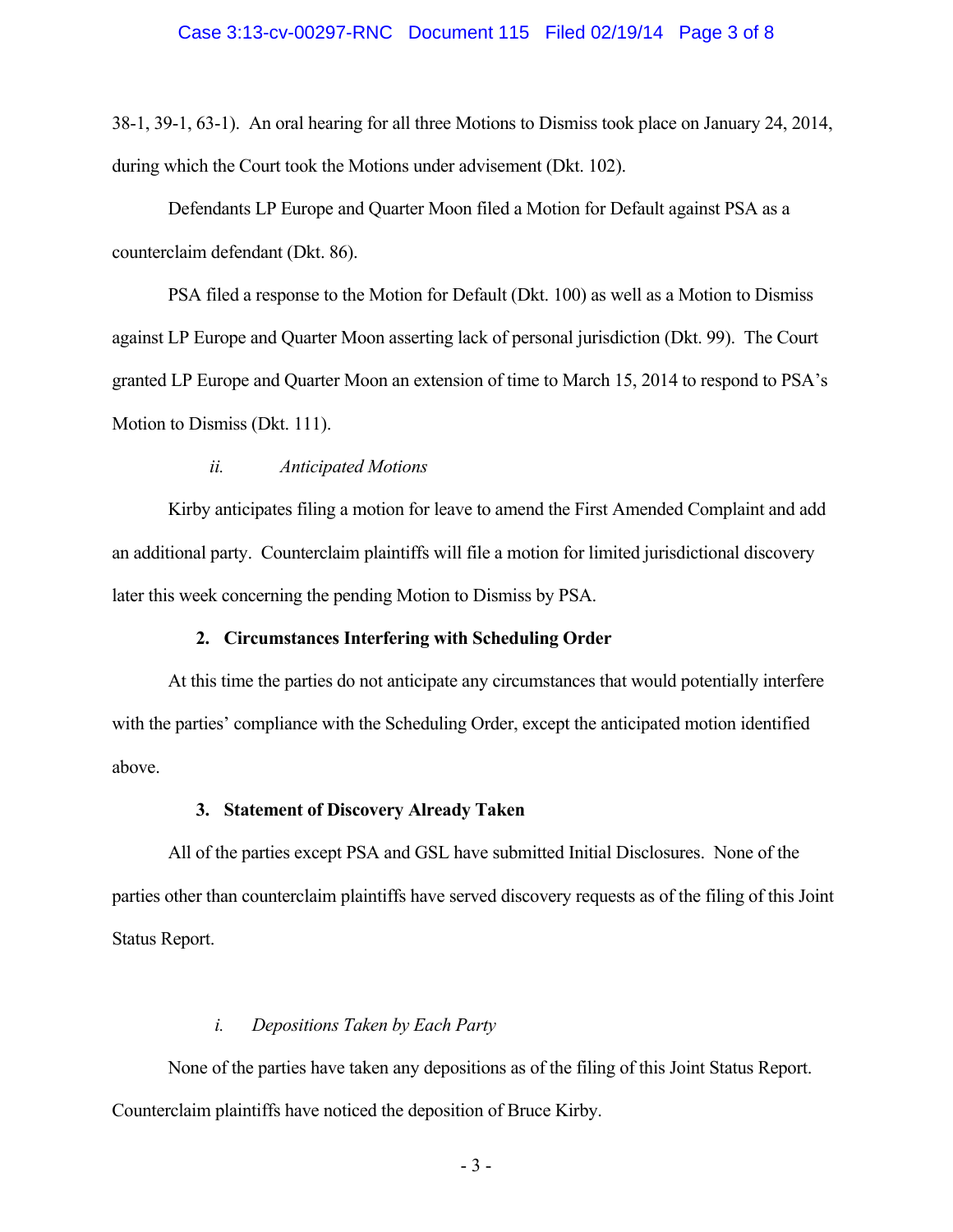38-1, 39-1, 63-1). An oral hearing for all three Motions to Dismiss took place on January 24, 2014, during which the Court took the Motions under advisement (Dkt. 102).

Defendants LP Europe and Quarter Moon filed a Motion for Default against PSA as a counterclaim defendant (Dkt. 86).

PSA filed a response to the Motion for Default (Dkt. 100) as well as a Motion to Dismiss against LP Europe and Quarter Moon asserting lack of personal jurisdiction (Dkt. 99). The Court granted LP Europe and Quarter Moon an extension of time to March 15, 2014 to respond to PSA's Motion to Dismiss (Dkt. 111).

*ii. Anticipated Motions*

Kirby anticipates filing a motion for leave to amend the First Amended Complaint and add an additional party. Counterclaim plaintiffs will file a motion for limited jurisdictional discovery later this week concerning the pending Motion to Dismiss by PSA.

**2. Circumstances Interfering with Scheduling Order**

At this time the parties do not anticipate any circumstances that would potentially interfere with the parties' compliance with the Scheduling Order, except the anticipated motion identified above.

**3. Statement of Discovery Already Taken**

All of the parties except PSA and GSL have submitted Initial Disclosures. None of the parties other than counterclaim plaintiffs have served discovery requests as of the filing of this Joint Status Report.

*i. Depositions Taken by Each Party*

None of the parties have taken any depositions as of the filing of this Joint Status Report. Counterclaim plaintiffs have noticed the deposition of Bruce Kirby.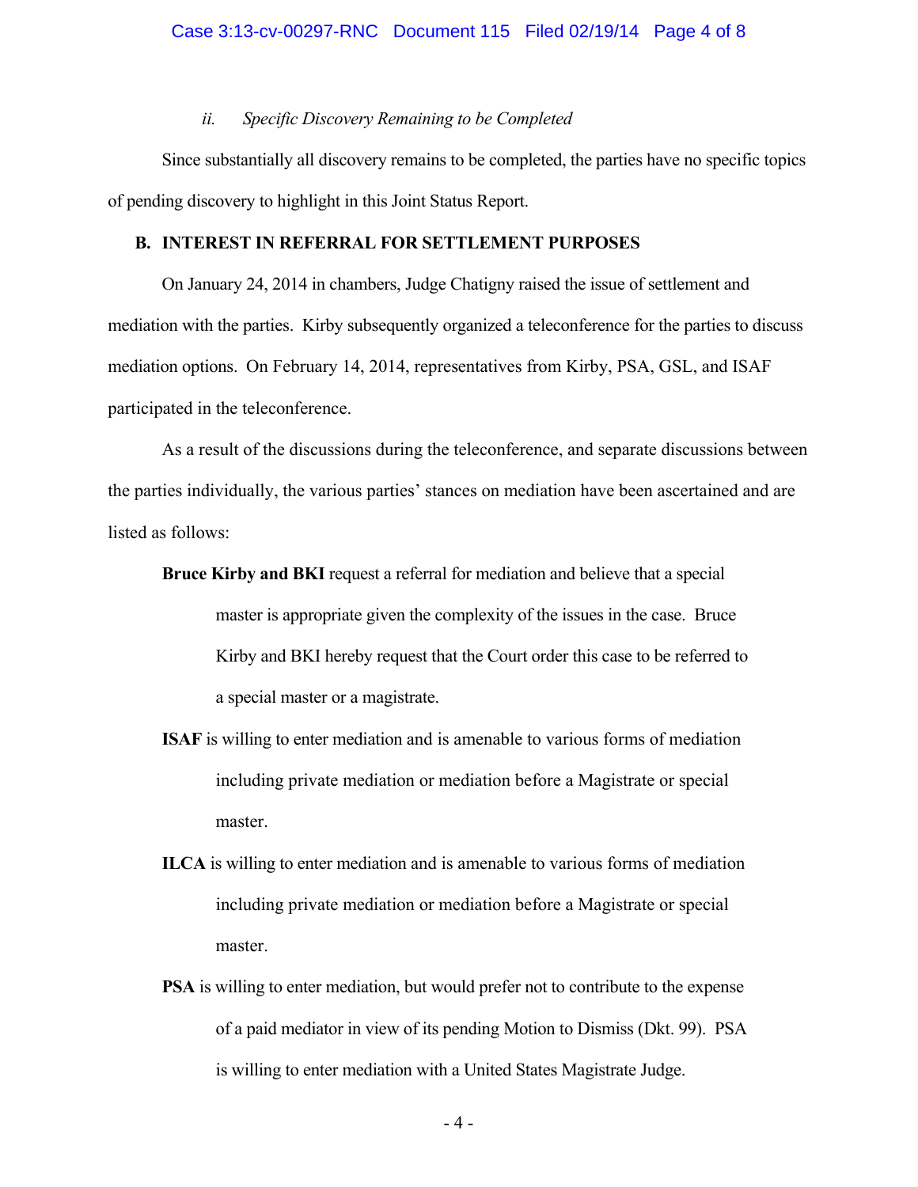*ii. Specific Discovery Remaining to be Completed*

Since substantially all discovery remains to be completed, the parties have no specific topics of pending discovery to highlight in this Joint Status Report.

**B. INTEREST IN REFERRAL FOR SETTLEMENT PURPOSES**

On January 24, 2014 in chambers, Judge Chatigny raised the issue of settlement and mediation with the parties. Kirby subsequently organized a teleconference for the parties to discuss mediation options. On February 14, 2014, representatives from Kirby, PSA, GSL, and ISAF participated in the teleconference.

As a result of the discussions during the teleconference, and separate discussions between the parties individually, the various parties' stances on mediation have been ascertained and are listed as follows:

**Bruce Kirby and BKI** request a referral for mediation and believe that a special master is appropriate given the complexity of the issues in the case. Bruce Kirby and BKI hereby request that the Court order this case to be referred to a special master or a magistrate.

**ISAF** is willing to enter mediation and is amenable to various forms of mediation including private mediation or mediation before a Magistrate or special master.

**ILCA** is willing to enter mediation and is amenable to various forms of mediation including private mediation or mediation before a Magistrate or special master.

**PSA** is willing to enter mediation, but would prefer not to contribute to the expense of a paid mediator in view of its pending Motion to Dismiss (Dkt. 99). PSA is willing to enter mediation with a United States Magistrate Judge.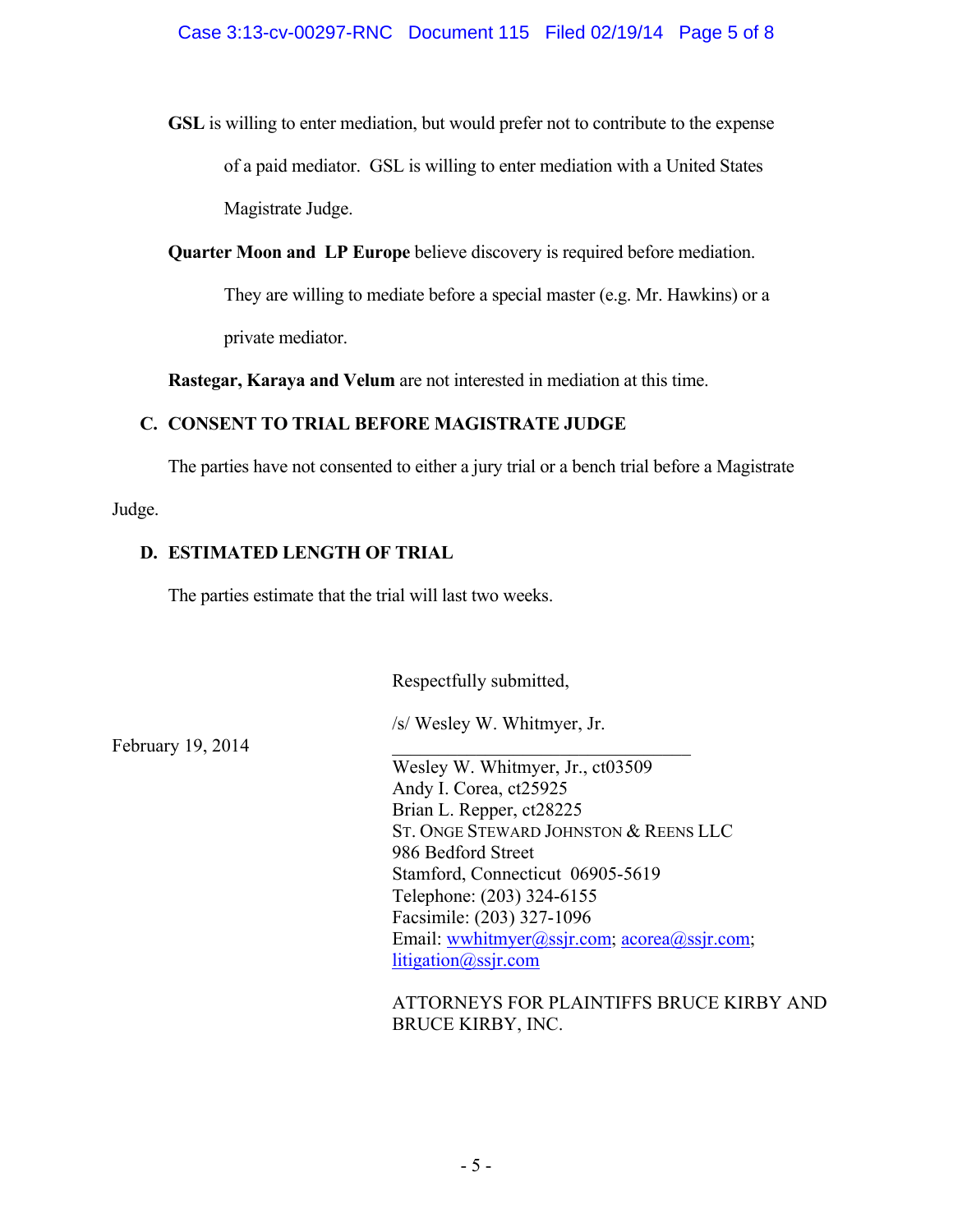**GSL** is willing to enter mediation, but would prefer not to contribute to the expense of a paid mediator. GSL is willing to enter mediation with a United States Magistrate Judge.

**Quarter Moon and LP Europe** believe discovery is required before mediation. They are willing to mediate before a special master (e.g. Mr. Hawkins) or a private mediator.

**Rastegar, Karaya and Velum** are not interested in mediation at this time.

### C. CONSENT TO TRIAL BEFORE MAGISTRATE JUDGE

The parties have not consented to either a jury trial or a bench trial before a Magistrate Judge.

### D. ESTIMATED LENGTH OF TRIAL

The parties estimate that the trial will last two weeks.

Respectfully submitted,

February 19, 2014

/s/ Wesley W. Whitmyer, Jr.

Wesley W. Whitmyer, Jr., ct03509
Andy I. Corea, ct25925
Brian L. Repper, ct28225
ST. ONGE STEWARD JOHNSTON & REENS LLC
986 Bedford Street
Stamford, Connecticut 06905-5619
Telephone: (203) 324-6155
Facsimile: (203) 327-1096
Email: wwhitmyer@ssjr.com; acorea@ssjr.com; litigation@ssjr.com

ATTORNEYS FOR PLAINTIFFS BRUCE KIRBY AND BRUCE KIRBY, INC.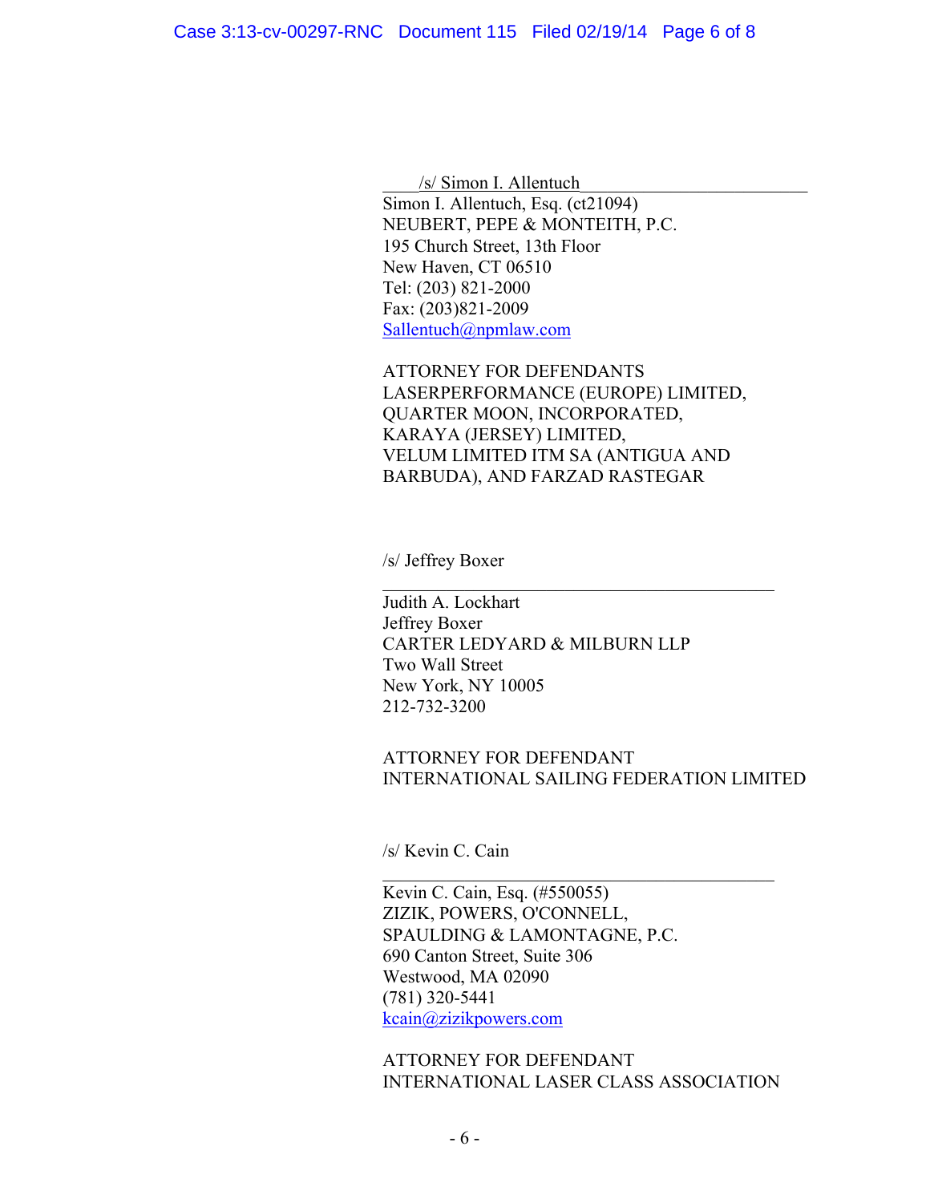/s/ Simon I. Allentuch
Simon I. Allentuch, Esq. (ct21094)
NEUBERT, PEPE & MONTEITH, P.C.
195 Church Street, 13th Floor
New Haven, CT 06510
Tel: (203) 821-2000
Fax: (203)821-2009
Sallentuch@npmlaw.com

ATTORNEY FOR DEFENDANTS
LASERPERFORMANCE (EUROPE) LIMITED,
QUARTER MOON, INCORPORATED,
KARAYA (JERSEY) LIMITED,
VELUM LIMITED ITM SA (ANTIGUA AND
BARBUDA), AND FARZAD RASTEGAR

/s/ Jeffrey Boxer

Judith A. Lockhart
Jeffrey Boxer
CARTER LEDYARD & MILBURN LLP
Two Wall Street
New York, NY 10005
212-732-3200

ATTORNEY FOR DEFENDANT
INTERNATIONAL SAILING FEDERATION LIMITED

/s/ Kevin C. Cain

Kevin C. Cain, Esq. (#550055)
ZIZIK, POWERS, O'CONNELL,
SPAULDING & LAMONTAGNE, P.C.
690 Canton Street, Suite 306
Westwood, MA 02090
(781) 320-5441
kcain@zizikpowers.com

ATTORNEY FOR DEFENDANT
INTERNATIONAL LASER CLASS ASSOCIATION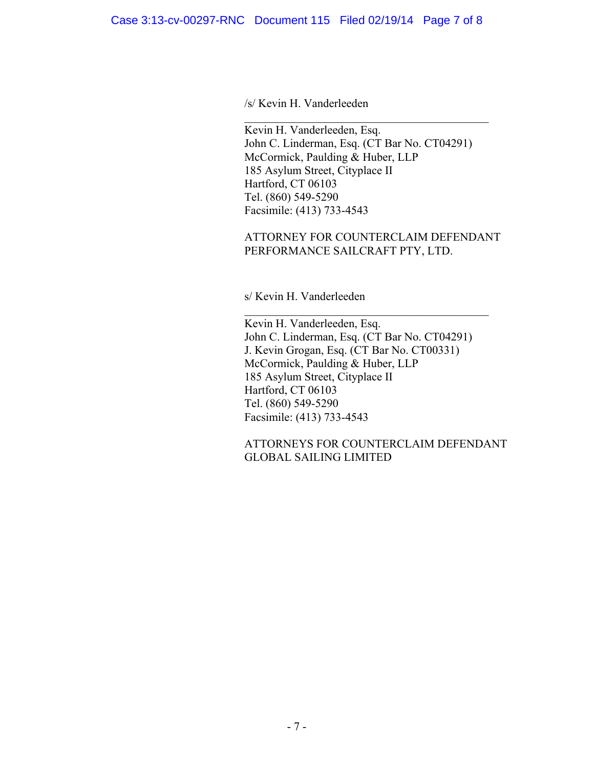/s/ Kevin H. Vanderleeden

\_\_\_\_\_\_\_\_\_\_\_\_\_\_\_\_\_\_\_\_\_\_\_\_\_\_\_\_\_\_\_\_\_\_\_\_\_\_\_\_

Kevin H. Vanderleeden, Esq.
John C. Linderman, Esq. (CT Bar No. CT04291)
McCormick, Paulding & Huber, LLP
185 Asylum Street, Cityplace II
Hartford, CT 06103
Tel. (860) 549-5290
Facsimile: (413) 733-4543

ATTORNEY FOR COUNTERCLAIM DEFENDANT
PERFORMANCE SAILCRAFT PTY, LTD.

s/ Kevin H. Vanderleeden

\_\_\_\_\_\_\_\_\_\_\_\_\_\_\_\_\_\_\_\_\_\_\_\_\_\_\_\_\_\_\_\_\_\_\_\_\_\_\_\_

Kevin H. Vanderleeden, Esq.
John C. Linderman, Esq. (CT Bar No. CT04291)
J. Kevin Grogan, Esq. (CT Bar No. CT00331)
McCormick, Paulding & Huber, LLP
185 Asylum Street, Cityplace II
Hartford, CT 06103
Tel. (860) 549-5290
Facsimile: (413) 733-4543

ATTORNEYS FOR COUNTERCLAIM DEFENDANT
GLOBAL SAILING LIMITED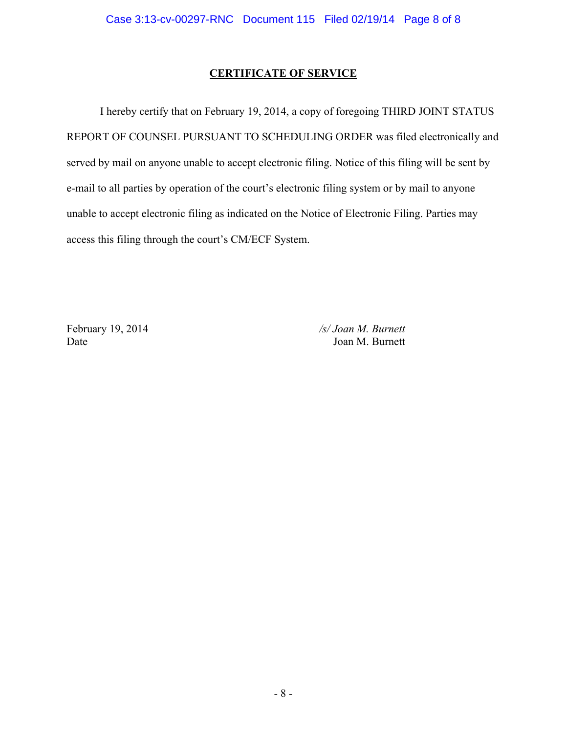## CERTIFICATE OF SERVICE

I hereby certify that on February 19, 2014, a copy of foregoing THIRD JOINT STATUS REPORT OF COUNSEL PURSUANT TO SCHEDULING ORDER was filed electronically and served by mail on anyone unable to accept electronic filing. Notice of this filing will be sent by e-mail to all parties by operation of the court's electronic filing system or by mail to anyone unable to accept electronic filing as indicated on the Notice of Electronic Filing. Parties may access this filing through the court's CM/ECF System.

February 19, 2014
Date

*/s/ Joan M. Burnett*
Joan M. Burnett